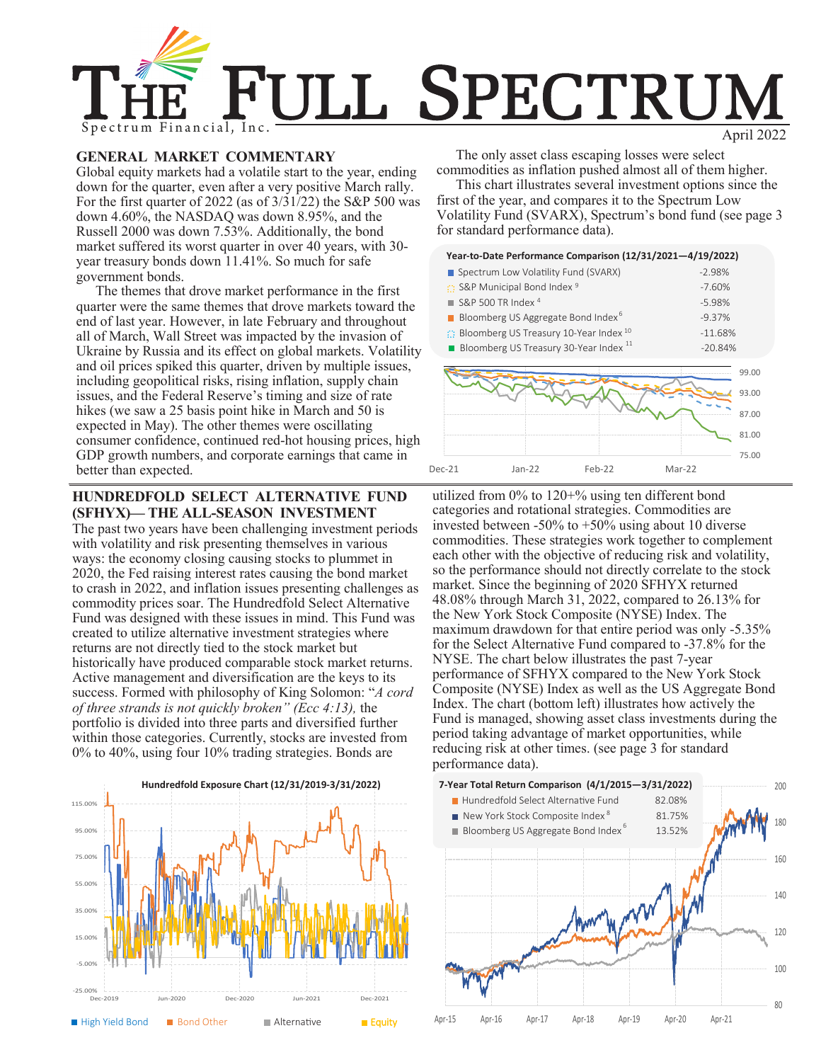# The Full Spectrum

Spectrum Financial, Inc.

April 2022

## GENERAL MARKET COMMENTARY

Global equity markets had a volatile start to the year, ending down for the quarter, even after a very positive March rally. For the first quarter of 2022 (as of 3/31/22) the S&P 500 was down 4.60%, the NASDAQ was down 8.95%, and the Russell 2000 was down 7.53%. Additionally, the bond market suffered its worst quarter in over 40 years, with 30-year treasury bonds down 11.41%. So much for safe government bonds.

The themes that drove market performance in the first quarter were the same themes that drove markets toward the end of last year. However, in late February and throughout all of March, Wall Street was impacted by the invasion of Ukraine by Russia and its effect on global markets. Volatility and oil prices spiked this quarter, driven by multiple issues, including geopolitical risks, rising inflation, supply chain issues, and the Federal Reserve's timing and size of rate hikes (we saw a 25 basis point hike in March and 50 is expected in May). The other themes were oscillating consumer confidence, continued red-hot housing prices, high GDP growth numbers, and corporate earnings that came in better than expected.

The only asset class escaping losses were select commodities as inflation pushed almost all of them higher.

This chart illustrates several investment options since the first of the year, and compares it to the Spectrum Low Volatility Fund (SVARX), Spectrum's bond fund (see page 3 for standard performance data).

**Year-to-Date Performance Comparison (12/31/2021—4/19/2022)**

| Fund / Index | Return |
|---|---|
| Spectrum Low Volatility Fund (SVARX) | -2.98% |
| S&P Municipal Bond Index [9] | -7.60% |
| S&P 500 TR Index [4] | -5.98% |
| Bloomberg US Aggregate Bond Index [6] | -9.37% |
| Bloomberg US Treasury 10-Year Index [10] | -11.68% |
| Bloomberg US Treasury 30-Year Index [11] | -20.84% |

## HUNDREDFOLD SELECT ALTERNATIVE FUND (SFHYX)— THE ALL-SEASON INVESTMENT

The past two years have been challenging investment periods with volatility and risk presenting themselves in various ways: the economy closing causing stocks to plummet in 2020, the Fed raising interest rates causing the bond market to crash in 2022, and inflation issues presenting challenges as commodity prices soar. The Hundredfold Select Alternative Fund was designed with these issues in mind. This Fund was created to utilize alternative investment strategies where returns are not directly tied to the stock market but historically have produced comparable stock market returns. Active management and diversification are the keys to its success. Formed with philosophy of King Solomon: "*A cord of three strands is not quickly broken" (Ecc 4:13),* the portfolio is divided into three parts and diversified further within those categories. Currently, stocks are invested from 0% to 40%, using four 10% trading strategies. Bonds are utilized from 0% to 120+% using ten different bond categories and rotational strategies. Commodities are invested between -50% to +50% using about 10 diverse commodities. These strategies work together to complement each other with the objective of reducing risk and volatility, so the performance should not directly correlate to the stock market. Since the beginning of 2020 SFHYX returned 48.08% through March 31, 2022, compared to 26.13% for the New York Stock Composite (NYSE) Index. The maximum drawdown for that entire period was only -5.35% for the Select Alternative Fund compared to -37.8% for the NYSE. The chart below illustrates the past 7-year performance of SFHYX compared to the New York Stock Composite (NYSE) Index as well as the US Aggregate Bond Index. The chart (bottom left) illustrates how actively the Fund is managed, showing asset class investments during the period taking advantage of market opportunities, while reducing risk at other times. (see page 3 for standard performance data).

**Hundredfold Exposure Chart (12/31/2019-3/31/2022)**

High Yield Bond | Bond Other | Alternative | Equity

**7-Year Total Return Comparison (4/1/2015—3/31/2022)**

| Fund / Index | Return |
|---|---|
| Hundredfold Select Alternative Fund | 82.08% |
| New York Stock Composite Index [8] | 81.75% |
| Bloomberg US Aggregate Bond Index [6] | 13.52% |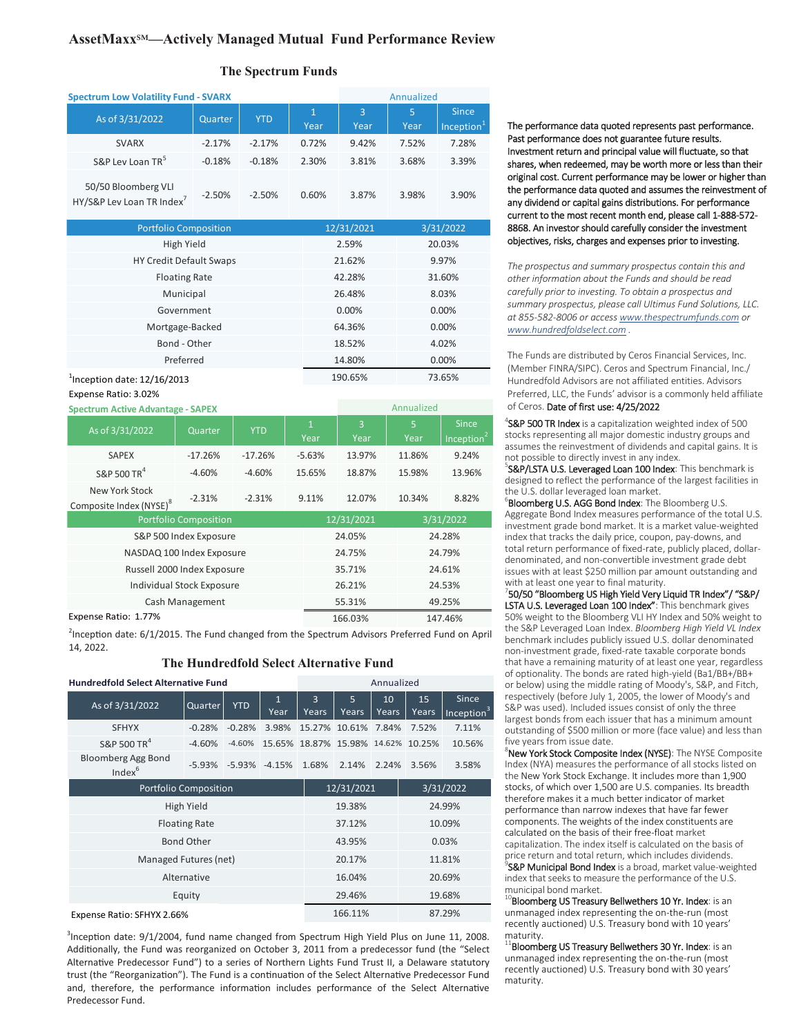# AssetMaxx℠—Actively Managed Mutual Fund Performance Review

## The Spectrum Funds

**Spectrum Low Volatility Fund - SVARX**

| As of 3/31/2022 | Quarter | YTD | 1 Year | 3 Year (Annualized) | 5 Year (Annualized) | Since Inception[1] (Annualized) |
|---|---|---|---|---|---|---|
| SVARX | -2.17% | -2.17% | 0.72% | 9.42% | 7.52% | 7.28% |
| S&P Lev Loan TR[5] | -0.18% | -0.18% | 2.30% | 3.81% | 3.68% | 3.39% |
| 50/50 Bloomberg VLI HY/S&P Lev Loan TR Index[7] | -2.50% | -2.50% | 0.60% | 3.87% | 3.98% | 3.90% |

| Portfolio Composition | 12/31/2021 | 3/31/2022 |
|---|---|---|
| High Yield | 2.59% | 20.03% |
| HY Credit Default Swaps | 21.62% | 9.97% |
| Floating Rate | 42.28% | 31.60% |
| Municipal | 26.48% | 8.03% |
| Government | 0.00% | 0.00% |
| Mortgage-Backed | 64.36% | 0.00% |
| Bond - Other | 18.52% | 4.02% |
| Preferred | 14.80% | 0.00% |
| | 190.65% | 73.65% |

[1]Inception date: 12/16/2013

Expense Ratio: 3.02%

**Spectrum Active Advantage - SAPEX**

| As of 3/31/2022 | Quarter | YTD | 1 Year | 3 Year (Annualized) | 5 Year (Annualized) | Since Inception[2] (Annualized) |
|---|---|---|---|---|---|---|
| SAPEX | -17.26% | -17.26% | -5.63% | 13.97% | 11.86% | 9.24% |
| S&P 500 TR[4] | -4.60% | -4.60% | 15.65% | 18.87% | 15.98% | 13.96% |
| New York Stock Composite Index (NYSE)[8] | -2.31% | -2.31% | 9.11% | 12.07% | 10.34% | 8.82% |

| Portfolio Composition | 12/31/2021 | 3/31/2022 |
|---|---|---|
| S&P 500 Index Exposure | 24.05% | 24.28% |
| NASDAQ 100 Index Exposure | 24.75% | 24.79% |
| Russell 2000 Index Exposure | 35.71% | 24.61% |
| Individual Stock Exposure | 26.21% | 24.53% |
| Cash Management | 55.31% | 49.25% |
| | 166.03% | 147.46% |

Expense Ratio: 1.77%

[2]Inception date: 6/1/2015. The Fund changed from the Spectrum Advisors Preferred Fund on April 14, 2022.

## The Hundredfold Select Alternative Fund

**Hundredfold Select Alternative Fund**

| As of 3/31/2022 | Quarter | YTD | 1 Year | 3 Years (Annualized) | 5 Years (Annualized) | 10 Years (Annualized) | 15 Years (Annualized) | Since Inception[3] (Annualized) |
|---|---|---|---|---|---|---|---|---|
| SFHYX | -0.28% | -0.28% | 3.98% | 15.27% | 10.61% | 7.84% | 7.52% | 7.11% |
| S&P 500 TR[4] | -4.60% | -4.60% | 15.65% | 18.87% | 15.98% | 14.62% | 10.25% | 10.56% |
| Bloomberg Agg Bond Index[6] | -5.93% | -5.93% | -4.15% | 1.68% | 2.14% | 2.24% | 3.56% | 3.58% |

| Portfolio Composition | 12/31/2021 | 3/31/2022 |
|---|---|---|
| High Yield | 19.38% | 24.99% |
| Floating Rate | 37.12% | 10.09% |
| Bond Other | 43.95% | 0.03% |
| Managed Futures (net) | 20.17% | 11.81% |
| Alternative | 16.04% | 20.69% |
| Equity | 29.46% | 19.68% |
| | 166.11% | 87.29% |

Expense Ratio: SFHYX 2.66%

[3]Inception date: 9/1/2004, fund name changed from Spectrum High Yield Plus on June 11, 2008. Additionally, the Fund was reorganized on October 3, 2011 from a predecessor fund (the "Select Alternative Predecessor Fund") to a series of Northern Lights Fund Trust II, a Delaware statutory trust (the "Reorganization"). The Fund is a continuation of the Select Alternative Predecessor Fund and, therefore, the performance information includes performance of the Select Alternative Predecessor Fund.

The performance data quoted represents past performance. Past performance does not guarantee future results. Investment return and principal value will fluctuate, so that shares, when redeemed, may be worth more or less than their original cost. Current performance may be lower or higher than the performance data quoted and assumes the reinvestment of any dividend or capital gains distributions. For performance current to the most recent month end, please call 1-888-572-8868. An investor should carefully consider the investment objectives, risks, charges and expenses prior to investing.

*The prospectus and summary prospectus contain this and other information about the Funds and should be read carefully prior to investing. To obtain a prospectus and summary prospectus, please call Ultimus Fund Solutions, LLC. at 855-582-8006 or access www.thespectrumfunds.com or www.hundredfoldselect.com .*

The Funds are distributed by Ceros Financial Services, Inc. (Member FINRA/SIPC). Ceros and Spectrum Financial, Inc./ Hundredfold Advisors are not affiliated entities. Advisors Preferred, LLC, the Funds' advisor is a commonly held affiliate of Ceros. Date of first use: 4/25/2022

[4]**S&P 500 TR Index** is a capitalization weighted index of 500 stocks representing all major domestic industry groups and assumes the reinvestment of dividends and capital gains. It is not possible to directly invest in any index.

[5]**S&P/LSTA U.S. Leveraged Loan 100 Index**: This benchmark is designed to reflect the performance of the largest facilities in the U.S. dollar leveraged loan market.

[6]**Bloomberg U.S. AGG Bond Index**: The Bloomberg U.S. Aggregate Bond Index measures performance of the total U.S. investment grade bond market. It is a market value-weighted index that tracks the daily price, coupon, pay-downs, and total return performance of fixed-rate, publicly placed, dollar-denominated, and non-convertible investment grade debt issues with at least $250 million par amount outstanding and with at least one year to final maturity.

[7]**50/50 "Bloomberg US High Yield Very Liquid TR Index"/ "S&P/ LSTA U.S. Leveraged Loan 100 Index"**: This benchmark gives 50% weight to the Bloomberg VLI HY Index and 50% weight to the S&P Leveraged Loan Index. *Bloomberg High Yield VL Index* benchmark includes publicly issued U.S. dollar denominated non-investment grade, fixed-rate taxable corporate bonds that have a remaining maturity of at least one year, regardless of optionality. The bonds are rated high-yield (Ba1/BB+/BB+ or below) using the middle rating of Moody's, S&P, and Fitch, respectively (before July 1, 2005, the lower of Moody's and S&P was used). Included issues consist of only the three largest bonds from each issuer that has a minimum amount outstanding of $500 million or more (face value) and less than five years from issue date.

[8]**New York Stock Composite Index (NYSE)**: The NYSE Composite Index (NYA) measures the performance of all stocks listed on the New York Stock Exchange. It includes more than 1,900 stocks, of which over 1,500 are U.S. companies. Its breadth therefore makes it a much better indicator of market performance than narrow indexes that have far fewer components. The weights of the index constituents are calculated on the basis of their free-float market capitalization. The index itself is calculated on the basis of price return and total return, which includes dividends.

[9]**S&P Municipal Bond Index** is a broad, market value-weighted index that seeks to measure the performance of the U.S. municipal bond market.

[10]**Bloomberg US Treasury Bellwethers 10 Yr. Index**: is an unmanaged index representing the on-the-run (most recently auctioned) U.S. Treasury bond with 10 years' maturity.

[11]**Bloomberg US Treasury Bellwethers 30 Yr. Index**: is an unmanaged index representing the on-the-run (most recently auctioned) U.S. Treasury bond with 30 years' maturity.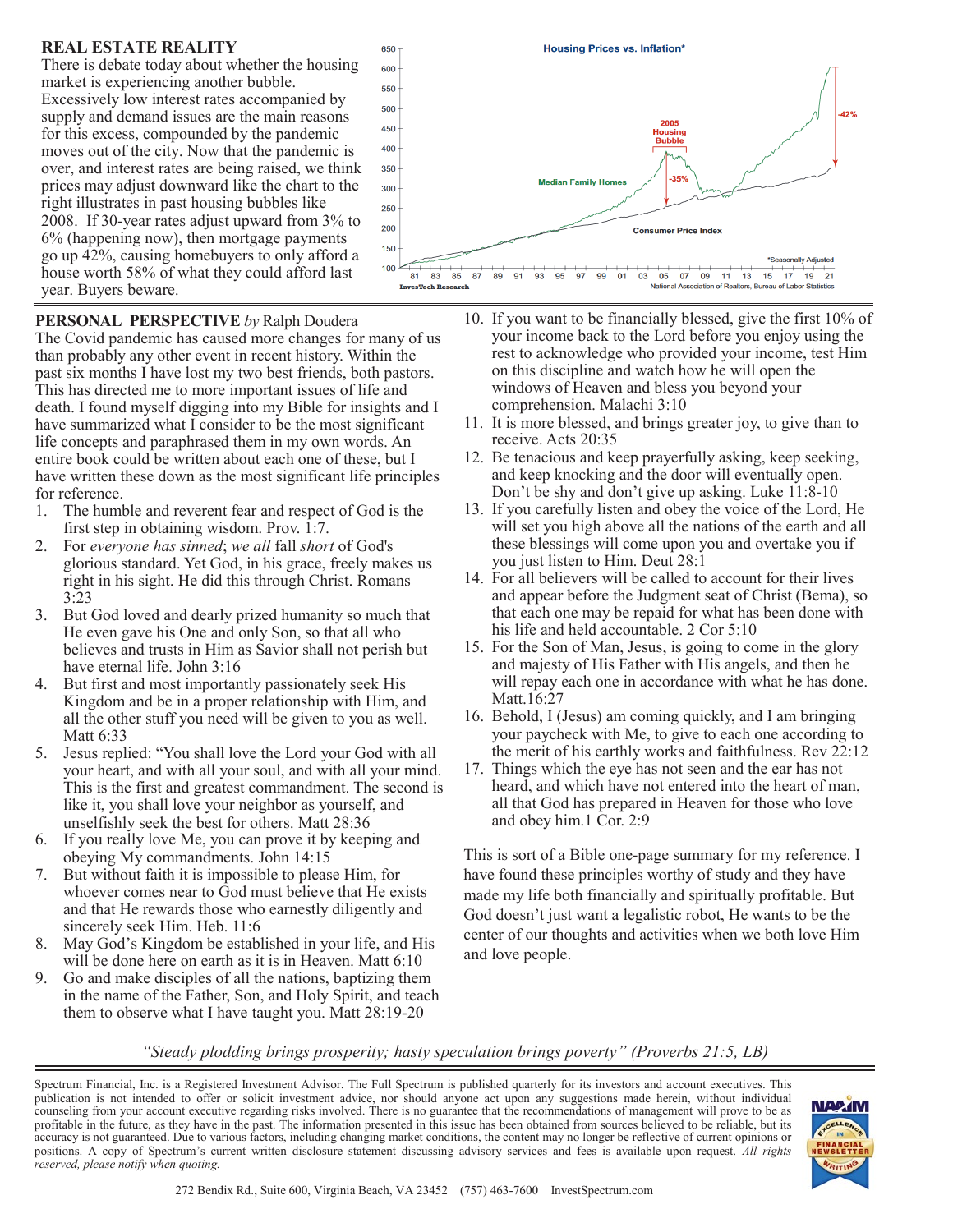## REAL ESTATE REALITY

There is debate today about whether the housing market is experiencing another bubble. Excessively low interest rates accompanied by supply and demand issues are the main reasons for this excess, compounded by the pandemic moves out of the city. Now that the pandemic is over, and interest rates are being raised, we think prices may adjust downward like the chart to the right illustrates in past housing bubbles like 2008. If 30-year rates adjust upward from 3% to 6% (happening now), then mortgage payments go up 42%, causing homebuyers to only afford a house worth 58% of what they could afford last year. Buyers beware.

Housing Prices vs. Inflation*

650
600
550
500
450
400
350
300
250
200
150
100

81 83 85 87 89 91 93 95 97 99 01 03 05 07 09 11 13 15 17 19 21

2005 Housing Bubble

-35%

-42%

Median Family Homes

Consumer Price Index

*Seasonally Adjusted

InvesTech Research

National Association of Realtors, Bureau of Labor Statistics

## PERSONAL PERSPECTIVE *by* Ralph Doudera

The Covid pandemic has caused more changes for many of us than probably any other event in recent history. Within the past six months I have lost my two best friends, both pastors. This has directed me to more important issues of life and death. I found myself digging into my Bible for insights and I have summarized what I consider to be the most significant life concepts and paraphrased them in my own words. An entire book could be written about each one of these, but I have written these down as the most significant life principles for reference.

1. The humble and reverent fear and respect of God is the first step in obtaining wisdom. Prov. 1:7.
2. For *everyone has sinned*; *we all* fall *short* of God's glorious standard. Yet God, in his grace, freely makes us right in his sight. He did this through Christ. Romans 3:23
3. But God loved and dearly prized humanity so much that He even gave his One and only Son, so that all who believes and trusts in Him as Savior shall not perish but have eternal life. John 3:16
4. But first and most importantly passionately seek His Kingdom and be in a proper relationship with Him, and all the other stuff you need will be given to you as well. Matt 6:33
5. Jesus replied: “You shall love the Lord your God with all your heart, and with all your soul, and with all your mind. This is the first and greatest commandment. The second is like it, you shall love your neighbor as yourself, and unselfishly seek the best for others. Matt 28:36
6. If you really love Me, you can prove it by keeping and obeying My commandments. John 14:15
7. But without faith it is impossible to please Him, for whoever comes near to God must believe that He exists and that He rewards those who earnestly diligently and sincerely seek Him. Heb. 11:6
8. May God’s Kingdom be established in your life, and His will be done here on earth as it is in Heaven. Matt 6:10
9. Go and make disciples of all the nations, baptizing them in the name of the Father, Son, and Holy Spirit, and teach them to observe what I have taught you. Matt 28:19-20
10. If you want to be financially blessed, give the first 10% of your income back to the Lord before you enjoy using the rest to acknowledge who provided your income, test Him on this discipline and watch how he will open the windows of Heaven and bless you beyond your comprehension. Malachi 3:10
11. It is more blessed, and brings greater joy, to give than to receive. Acts 20:35
12. Be tenacious and keep prayerfully asking, keep seeking, and keep knocking and the door will eventually open. Don’t be shy and don’t give up asking. Luke 11:8-10
13. If you carefully listen and obey the voice of the Lord, He will set you high above all the nations of the earth and all these blessings will come upon you and overtake you if you just listen to Him. Deut 28:1
14. For all believers will be called to account for their lives and appear before the Judgment seat of Christ (Bema), so that each one may be repaid for what has been done with his life and held accountable. 2 Cor 5:10
15. For the Son of Man, Jesus, is going to come in the glory and majesty of His Father with His angels, and then he will repay each one in accordance with what he has done. Matt.16:27
16. Behold, I (Jesus) am coming quickly, and I am bringing your paycheck with Me, to give to each one according to the merit of his earthly works and faithfulness. Rev 22:12
17. Things which the eye has not seen and the ear has not heard, and which have not entered into the heart of man, all that God has prepared in Heaven for those who love and obey him.1 Cor. 2:9

This is sort of a Bible one-page summary for my reference. I have found these principles worthy of study and they have made my life both financially and spiritually profitable. But God doesn’t just want a legalistic robot, He wants to be the center of our thoughts and activities when we both love Him and love people.

*“Steady plodding brings prosperity; hasty speculation brings poverty” (Proverbs 21:5, LB)*

Spectrum Financial, Inc. is a Registered Investment Advisor. The Full Spectrum is published quarterly for its investors and account executives. This publication is not intended to offer or solicit investment advice, nor should anyone act upon any suggestions made herein, without individual counseling from your account executive regarding risks involved. There is no guarantee that the recommendations of management will prove to be as profitable in the future, as they have in the past. The information presented in this issue has been obtained from sources believed to be reliable, but its accuracy is not guaranteed. Due to various factors, including changing market conditions, the content may no longer be reflective of current opinions or positions. A copy of Spectrum’s current written disclosure statement discussing advisory services and fees is available upon request. *All rights reserved, please notify when quoting.*

NAAIM Excellence in Financial Newsletter Writing

272 Bendix Rd., Suite 600, Virginia Beach, VA 23452 (757) 463-7600 InvestSpectrum.com